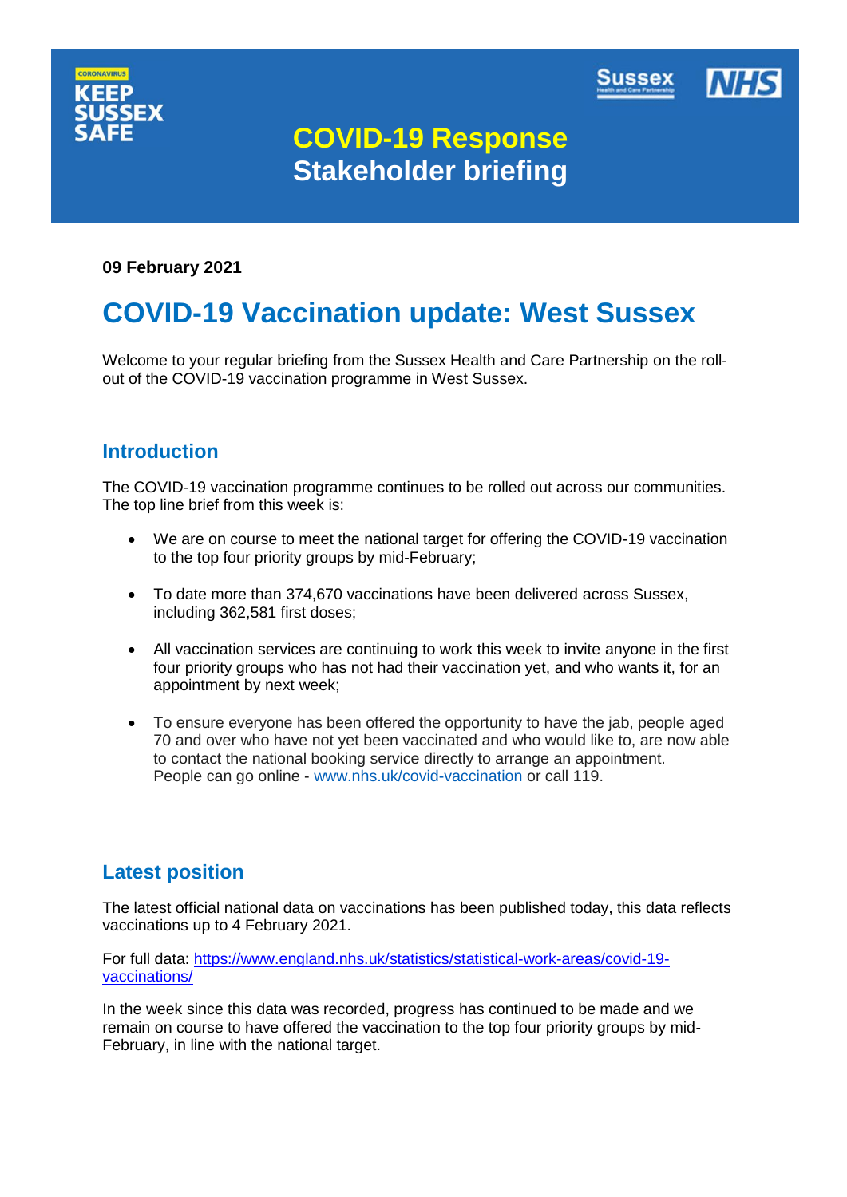CORONAVIRUS
KEEP SUSSEX SAFE

Sussex Health and Care Partnership | NHS

# COVID-19 Response
# Stakeholder briefing

**09 February 2021**

# COVID-19 Vaccination update: West Sussex

Welcome to your regular briefing from the Sussex Health and Care Partnership on the roll-out of the COVID-19 vaccination programme in West Sussex.

## Introduction

The COVID-19 vaccination programme continues to be rolled out across our communities. The top line brief from this week is:

- We are on course to meet the national target for offering the COVID-19 vaccination to the top four priority groups by mid-February;
- To date more than 374,670 vaccinations have been delivered across Sussex, including 362,581 first doses;
- All vaccination services are continuing to work this week to invite anyone in the first four priority groups who has not had their vaccination yet, and who wants it, for an appointment by next week;
- To ensure everyone has been offered the opportunity to have the jab, people aged 70 and over who have not yet been vaccinated and who would like to, are now able to contact the national booking service directly to arrange an appointment. People can go online - [www.nhs.uk/covid-vaccination](www.nhs.uk/covid-vaccination) or call 119.

## Latest position

The latest official national data on vaccinations has been published today, this data reflects vaccinations up to 4 February 2021.

For full data: [https://www.england.nhs.uk/statistics/statistical-work-areas/covid-19-vaccinations/](https://www.england.nhs.uk/statistics/statistical-work-areas/covid-19-vaccinations/)

In the week since this data was recorded, progress has continued to be made and we remain on course to have offered the vaccination to the top four priority groups by mid-February, in line with the national target.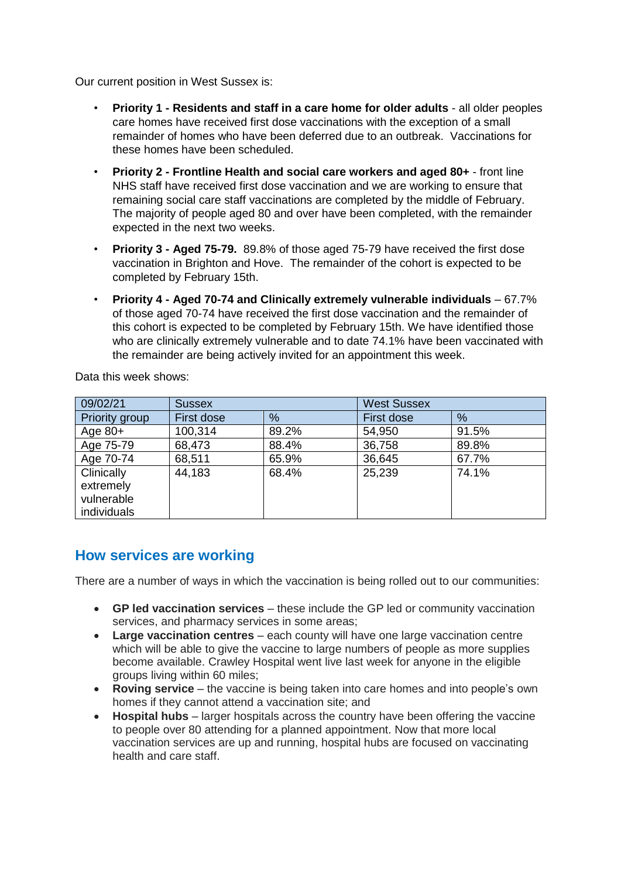Our current position in West Sussex is:

- **Priority 1 - Residents and staff in a care home for older adults** - all older peoples care homes have received first dose vaccinations with the exception of a small remainder of homes who have been deferred due to an outbreak. Vaccinations for these homes have been scheduled.
- **Priority 2 - Frontline Health and social care workers and aged 80+** - front line NHS staff have received first dose vaccination and we are working to ensure that remaining social care staff vaccinations are completed by the middle of February. The majority of people aged 80 and over have been completed, with the remainder expected in the next two weeks.
- **Priority 3 - Aged 75-79.** 89.8% of those aged 75-79 have received the first dose vaccination in Brighton and Hove. The remainder of the cohort is expected to be completed by February 15th.
- **Priority 4 - Aged 70-74 and Clinically extremely vulnerable individuals** – 67.7% of those aged 70-74 have received the first dose vaccination and the remainder of this cohort is expected to be completed by February 15th. We have identified those who are clinically extremely vulnerable and to date 74.1% have been vaccinated with the remainder are being actively invited for an appointment this week.

Data this week shows:

| 09/02/21 | Sussex | | West Sussex | |
|---|---|---|---|---|
| Priority group | First dose | % | First dose | % |
| Age 80+ | 100,314 | 89.2% | 54,950 | 91.5% |
| Age 75-79 | 68,473 | 88.4% | 36,758 | 89.8% |
| Age 70-74 | 68,511 | 65.9% | 36,645 | 67.7% |
| Clinically extremely vulnerable individuals | 44,183 | 68.4% | 25,239 | 74.1% |

## How services are working

There are a number of ways in which the vaccination is being rolled out to our communities:

- **GP led vaccination services** – these include the GP led or community vaccination services, and pharmacy services in some areas;
- **Large vaccination centres** – each county will have one large vaccination centre which will be able to give the vaccine to large numbers of people as more supplies become available. Crawley Hospital went live last week for anyone in the eligible groups living within 60 miles;
- **Roving service** – the vaccine is being taken into care homes and into people's own homes if they cannot attend a vaccination site; and
- **Hospital hubs** – larger hospitals across the country have been offering the vaccine to people over 80 attending for a planned appointment. Now that more local vaccination services are up and running, hospital hubs are focused on vaccinating health and care staff.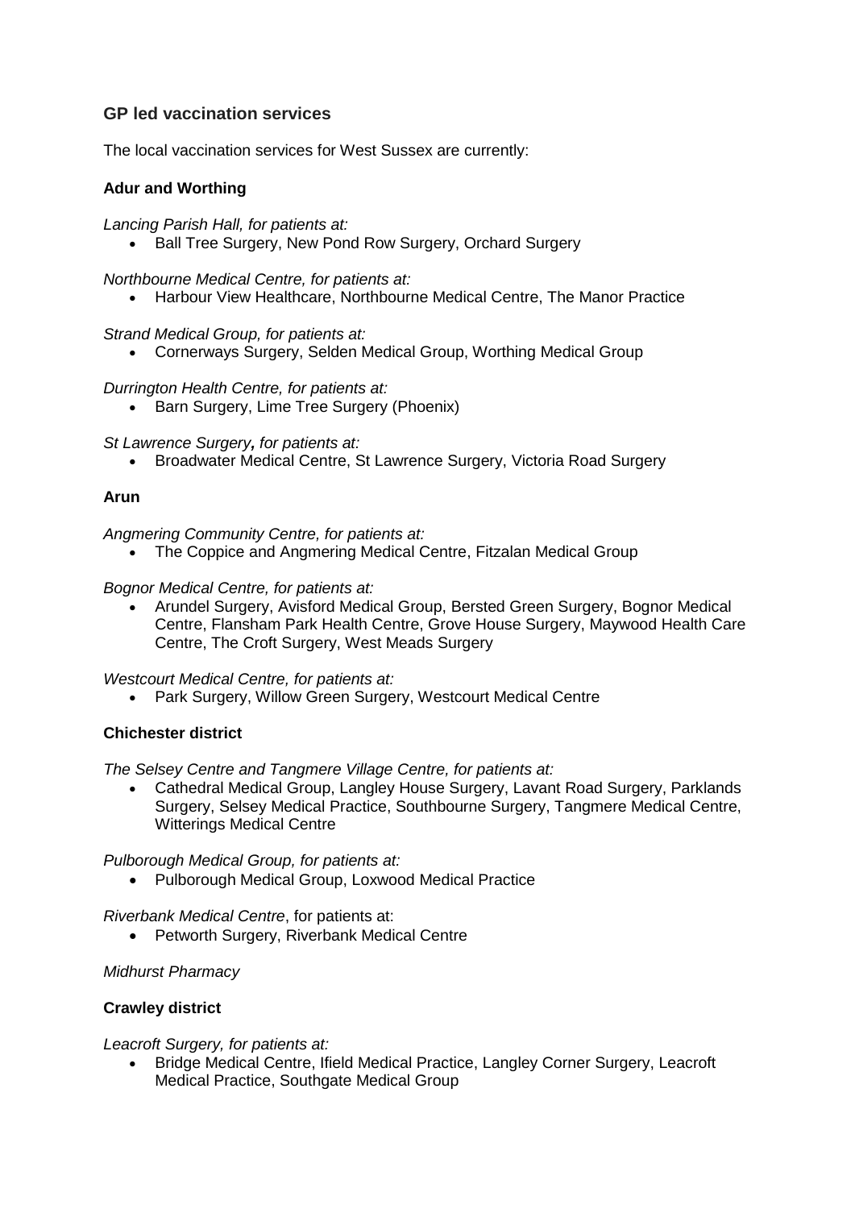## GP led vaccination services

The local vaccination services for West Sussex are currently:

### Adur and Worthing

*Lancing Parish Hall, for patients at:*

- Ball Tree Surgery, New Pond Row Surgery, Orchard Surgery

*Northbourne Medical Centre, for patients at:*

- Harbour View Healthcare, Northbourne Medical Centre, The Manor Practice

*Strand Medical Group, for patients at:*

- Cornerways Surgery, Selden Medical Group, Worthing Medical Group

*Durrington Health Centre, for patients at:*

- Barn Surgery, Lime Tree Surgery (Phoenix)

*St Lawrence Surgery**,** for patients at:*

- Broadwater Medical Centre, St Lawrence Surgery, Victoria Road Surgery

### Arun

*Angmering Community Centre, for patients at:*

- The Coppice and Angmering Medical Centre, Fitzalan Medical Group

*Bognor Medical Centre, for patients at:*

- Arundel Surgery, Avisford Medical Group, Bersted Green Surgery, Bognor Medical Centre, Flansham Park Health Centre, Grove House Surgery, Maywood Health Care Centre, The Croft Surgery, West Meads Surgery

*Westcourt Medical Centre, for patients at:*

- Park Surgery, Willow Green Surgery, Westcourt Medical Centre

### Chichester district

*The Selsey Centre and Tangmere Village Centre, for patients at:*

- Cathedral Medical Group, Langley House Surgery, Lavant Road Surgery, Parklands Surgery, Selsey Medical Practice, Southbourne Surgery, Tangmere Medical Centre, Witterings Medical Centre

*Pulborough Medical Group, for patients at:*

- Pulborough Medical Group, Loxwood Medical Practice

*Riverbank Medical Centre*, for patients at:

- Petworth Surgery, Riverbank Medical Centre

*Midhurst Pharmacy*

### Crawley district

*Leacroft Surgery, for patients at:*

- Bridge Medical Centre, Ifield Medical Practice, Langley Corner Surgery, Leacroft Medical Practice, Southgate Medical Group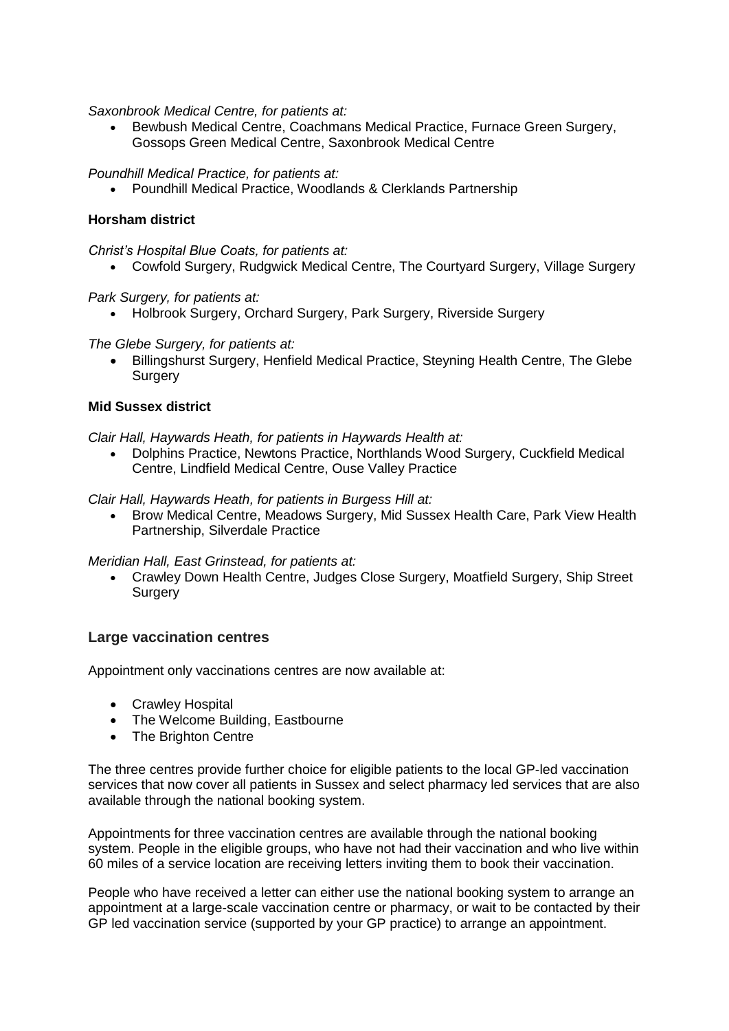*Saxonbrook Medical Centre, for patients at:*

- Bewbush Medical Centre, Coachmans Medical Practice, Furnace Green Surgery, Gossops Green Medical Centre, Saxonbrook Medical Centre

*Poundhill Medical Practice, for patients at:*

- Poundhill Medical Practice, Woodlands & Clerklands Partnership

**Horsham district**

*Christ's Hospital Blue Coats, for patients at:*

- Cowfold Surgery, Rudgwick Medical Centre, The Courtyard Surgery, Village Surgery

*Park Surgery, for patients at:*

- Holbrook Surgery, Orchard Surgery, Park Surgery, Riverside Surgery

*The Glebe Surgery, for patients at:*

- Billingshurst Surgery, Henfield Medical Practice, Steyning Health Centre, The Glebe Surgery

**Mid Sussex district**

*Clair Hall, Haywards Heath, for patients in Haywards Health at:*

- Dolphins Practice, Newtons Practice, Northlands Wood Surgery, Cuckfield Medical Centre, Lindfield Medical Centre, Ouse Valley Practice

*Clair Hall, Haywards Heath, for patients in Burgess Hill at:*

- Brow Medical Centre, Meadows Surgery, Mid Sussex Health Care, Park View Health Partnership, Silverdale Practice

*Meridian Hall, East Grinstead, for patients at:*

- Crawley Down Health Centre, Judges Close Surgery, Moatfield Surgery, Ship Street Surgery

## Large vaccination centres

Appointment only vaccinations centres are now available at:

- Crawley Hospital
- The Welcome Building, Eastbourne
- The Brighton Centre

The three centres provide further choice for eligible patients to the local GP-led vaccination services that now cover all patients in Sussex and select pharmacy led services that are also available through the national booking system.

Appointments for three vaccination centres are available through the national booking system. People in the eligible groups, who have not had their vaccination and who live within 60 miles of a service location are receiving letters inviting them to book their vaccination.

People who have received a letter can either use the national booking system to arrange an appointment at a large-scale vaccination centre or pharmacy, or wait to be contacted by their GP led vaccination service (supported by your GP practice) to arrange an appointment.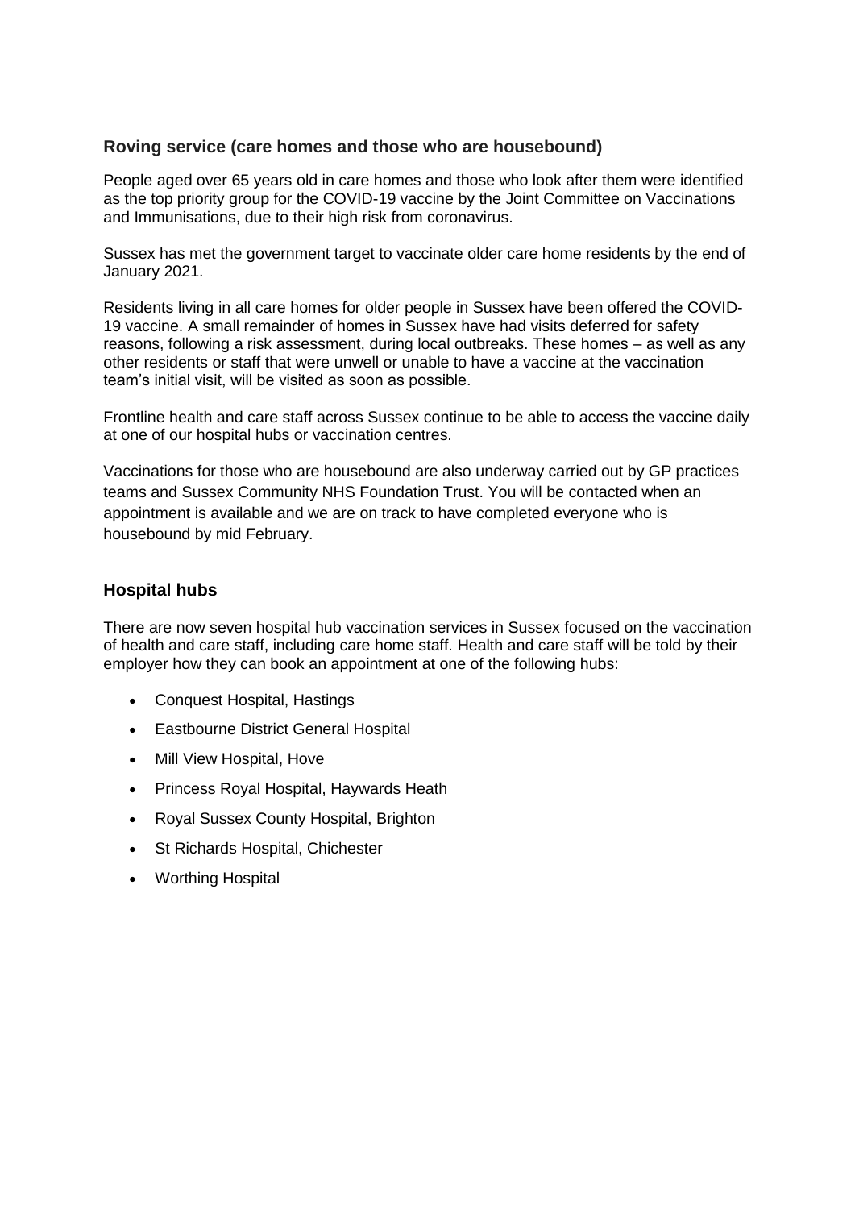## Roving service (care homes and those who are housebound)

People aged over 65 years old in care homes and those who look after them were identified as the top priority group for the COVID-19 vaccine by the Joint Committee on Vaccinations and Immunisations, due to their high risk from coronavirus.

Sussex has met the government target to vaccinate older care home residents by the end of January 2021.

Residents living in all care homes for older people in Sussex have been offered the COVID-19 vaccine. A small remainder of homes in Sussex have had visits deferred for safety reasons, following a risk assessment, during local outbreaks. These homes – as well as any other residents or staff that were unwell or unable to have a vaccine at the vaccination team's initial visit, will be visited as soon as possible.

Frontline health and care staff across Sussex continue to be able to access the vaccine daily at one of our hospital hubs or vaccination centres.

Vaccinations for those who are housebound are also underway carried out by GP practices teams and Sussex Community NHS Foundation Trust. You will be contacted when an appointment is available and we are on track to have completed everyone who is housebound by mid February.

## Hospital hubs

There are now seven hospital hub vaccination services in Sussex focused on the vaccination of health and care staff, including care home staff. Health and care staff will be told by their employer how they can book an appointment at one of the following hubs:

- Conquest Hospital, Hastings
- Eastbourne District General Hospital
- Mill View Hospital, Hove
- Princess Royal Hospital, Haywards Heath
- Royal Sussex County Hospital, Brighton
- St Richards Hospital, Chichester
- Worthing Hospital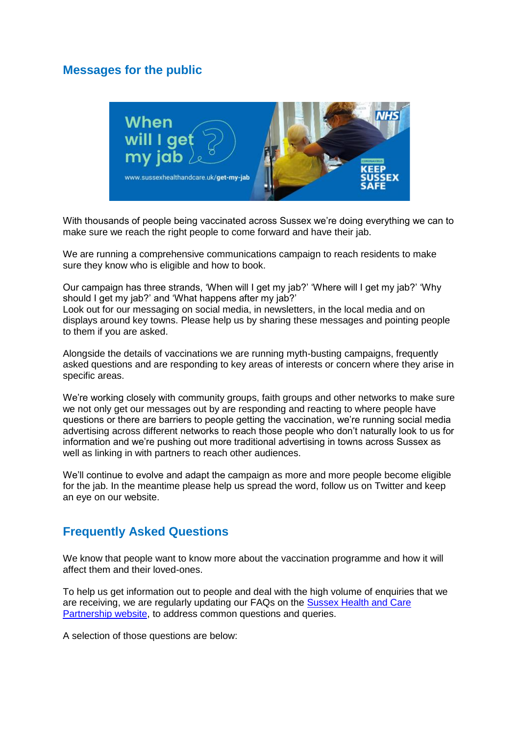## Messages for the public

With thousands of people being vaccinated across Sussex we're doing everything we can to make sure we reach the right people to come forward and have their jab.

We are running a comprehensive communications campaign to reach residents to make sure they know who is eligible and how to book.

Our campaign has three strands, 'When will I get my jab?' 'Where will I get my jab?' 'Why should I get my jab?' and 'What happens after my jab?'
Look out for our messaging on social media, in newsletters, in the local media and on displays around key towns. Please help us by sharing these messages and pointing people to them if you are asked.

Alongside the details of vaccinations we are running myth-busting campaigns, frequently asked questions and are responding to key areas of interests or concern where they arise in specific areas.

We're working closely with community groups, faith groups and other networks to make sure we not only get our messages out by are responding and reacting to where people have questions or there are barriers to people getting the vaccination, we're running social media advertising across different networks to reach those people who don't naturally look to us for information and we're pushing out more traditional advertising in towns across Sussex as well as linking in with partners to reach other audiences.

We'll continue to evolve and adapt the campaign as more and more people become eligible for the jab. In the meantime please help us spread the word, follow us on Twitter and keep an eye on our website.

## Frequently Asked Questions

We know that people want to know more about the vaccination programme and how it will affect them and their loved-ones.

To help us get information out to people and deal with the high volume of enquiries that we are receiving, we are regularly updating our FAQs on the Sussex Health and Care Partnership website, to address common questions and queries.

A selection of those questions are below: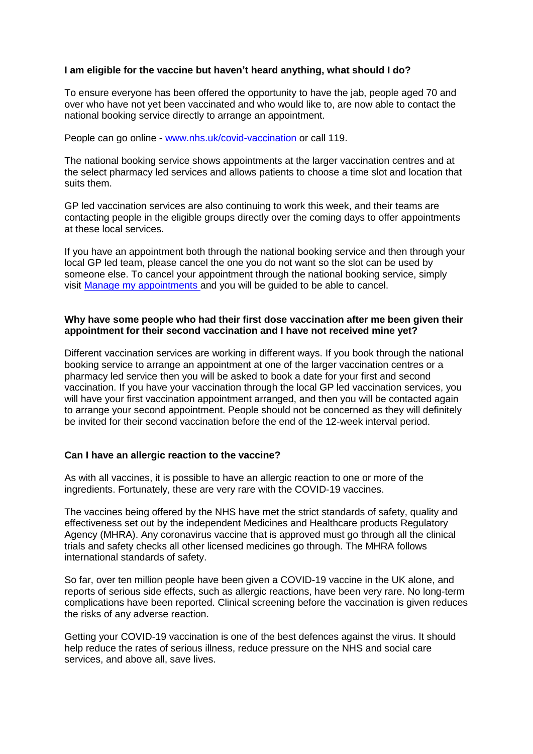**I am eligible for the vaccine but haven't heard anything, what should I do?**

To ensure everyone has been offered the opportunity to have the jab, people aged 70 and over who have not yet been vaccinated and who would like to, are now able to contact the national booking service directly to arrange an appointment.

People can go online - [www.nhs.uk/covid-vaccination](www.nhs.uk/covid-vaccination) or call 119.

The national booking service shows appointments at the larger vaccination centres and at the select pharmacy led services and allows patients to choose a time slot and location that suits them.

GP led vaccination services are also continuing to work this week, and their teams are contacting people in the eligible groups directly over the coming days to offer appointments at these local services.

If you have an appointment both through the national booking service and then through your local GP led team, please cancel the one you do not want so the slot can be used by someone else. To cancel your appointment through the national booking service, simply visit Manage my appointments and you will be guided to be able to cancel.

**Why have some people who had their first dose vaccination after me been given their appointment for their second vaccination and I have not received mine yet?**

Different vaccination services are working in different ways. If you book through the national booking service to arrange an appointment at one of the larger vaccination centres or a pharmacy led service then you will be asked to book a date for your first and second vaccination. If you have your vaccination through the local GP led vaccination services, you will have your first vaccination appointment arranged, and then you will be contacted again to arrange your second appointment. People should not be concerned as they will definitely be invited for their second vaccination before the end of the 12-week interval period.

**Can I have an allergic reaction to the vaccine?**

As with all vaccines, it is possible to have an allergic reaction to one or more of the ingredients. Fortunately, these are very rare with the COVID-19 vaccines.

The vaccines being offered by the NHS have met the strict standards of safety, quality and effectiveness set out by the independent Medicines and Healthcare products Regulatory Agency (MHRA). Any coronavirus vaccine that is approved must go through all the clinical trials and safety checks all other licensed medicines go through. The MHRA follows international standards of safety.

So far, over ten million people have been given a COVID-19 vaccine in the UK alone, and reports of serious side effects, such as allergic reactions, have been very rare. No long-term complications have been reported. Clinical screening before the vaccination is given reduces the risks of any adverse reaction.

Getting your COVID-19 vaccination is one of the best defences against the virus. It should help reduce the rates of serious illness, reduce pressure on the NHS and social care services, and above all, save lives.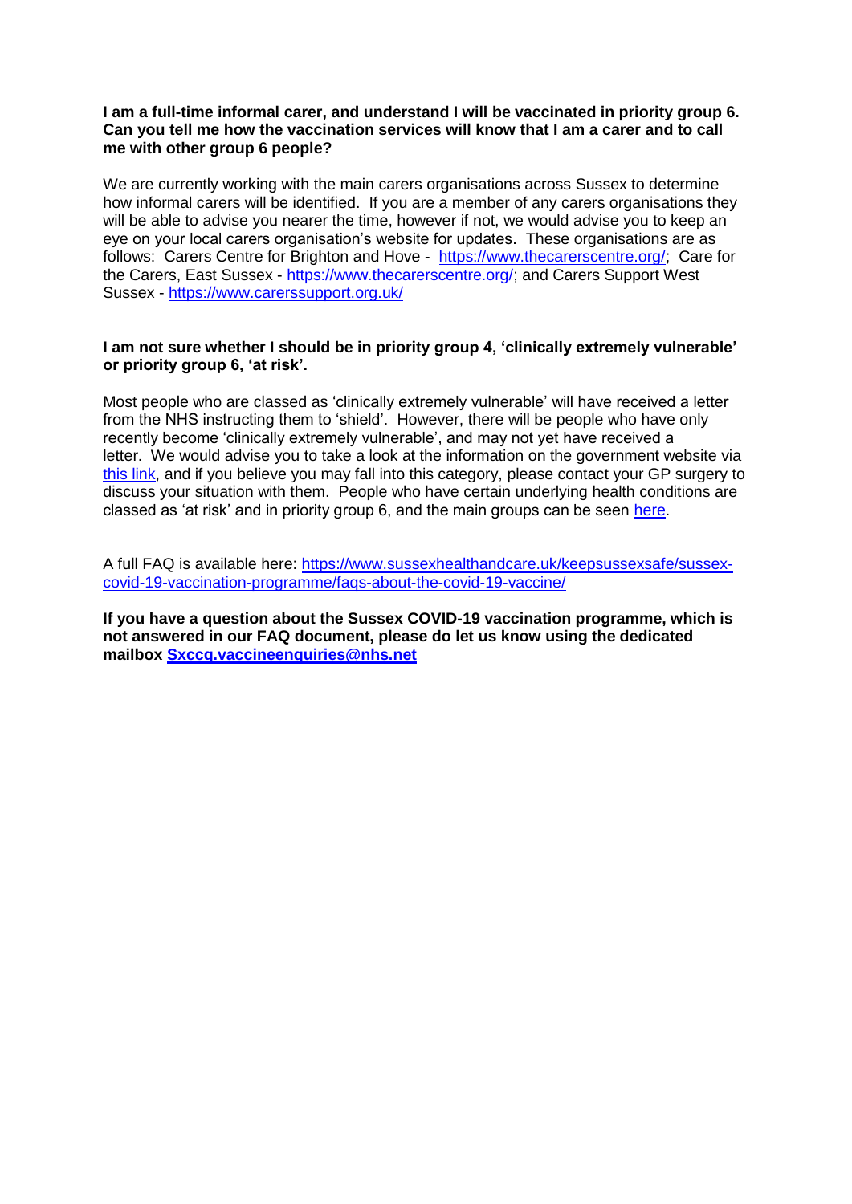**I am a full-time informal carer, and understand I will be vaccinated in priority group 6. Can you tell me how the vaccination services will know that I am a carer and to call me with other group 6 people?**

We are currently working with the main carers organisations across Sussex to determine how informal carers will be identified. If you are a member of any carers organisations they will be able to advise you nearer the time, however if not, we would advise you to keep an eye on your local carers organisation's website for updates. These organisations are as follows: Carers Centre for Brighton and Hove - https://www.thecarerscentre.org/; Care for the Carers, East Sussex - https://www.thecarerscentre.org/; and Carers Support West Sussex - https://www.carerssupport.org.uk/

**I am not sure whether I should be in priority group 4, 'clinically extremely vulnerable' or priority group 6, 'at risk'.**

Most people who are classed as 'clinically extremely vulnerable' will have received a letter from the NHS instructing them to 'shield'. However, there will be people who have only recently become 'clinically extremely vulnerable', and may not yet have received a letter. We would advise you to take a look at the information on the government website via this link, and if you believe you may fall into this category, please contact your GP surgery to discuss your situation with them. People who have certain underlying health conditions are classed as 'at risk' and in priority group 6, and the main groups can be seen here.

A full FAQ is available here: https://www.sussexhealthandcare.uk/keepsussexsafe/sussex-covid-19-vaccination-programme/faqs-about-the-covid-19-vaccine/

**If you have a question about the Sussex COVID-19 vaccination programme, which is not answered in our FAQ document, please do let us know using the dedicated mailbox Sxccg.vaccineenquiries@nhs.net**